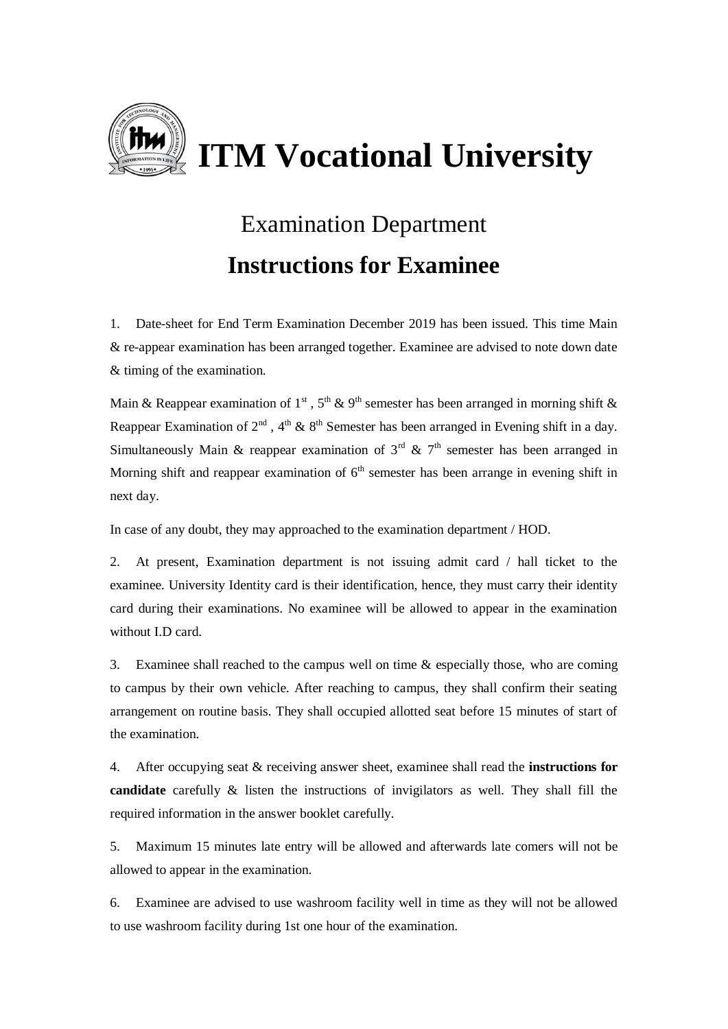# ITM Vocational University

## Examination Department

## Instructions for Examinee

1. Date-sheet for End Term Examination December 2019 has been issued. This time Main & re-appear examination has been arranged together. Examinee are advised to note down date & timing of the examination.

Main & Reappear examination of 1st , 5th & 9th semester has been arranged in morning shift & Reappear Examination of 2nd , 4th & 8th Semester has been arranged in Evening shift in a day. Simultaneously Main & reappear examination of 3rd & 7th semester has been arranged in Morning shift and reappear examination of 6th semester has been arrange in evening shift in next day.

In case of any doubt, they may approached to the examination department / HOD.

2. At present, Examination department is not issuing admit card / hall ticket to the examinee. University Identity card is their identification, hence, they must carry their identity card during their examinations. No examinee will be allowed to appear in the examination without I.D card.

3. Examinee shall reached to the campus well on time & especially those, who are coming to campus by their own vehicle. After reaching to campus, they shall confirm their seating arrangement on routine basis. They shall occupied allotted seat before 15 minutes of start of the examination.

4. After occupying seat & receiving answer sheet, examinee shall read the **instructions for candidate** carefully & listen the instructions of invigilators as well. They shall fill the required information in the answer booklet carefully.

5. Maximum 15 minutes late entry will be allowed and afterwards late comers will not be allowed to appear in the examination.

6. Examinee are advised to use washroom facility well in time as they will not be allowed to use washroom facility during 1st one hour of the examination.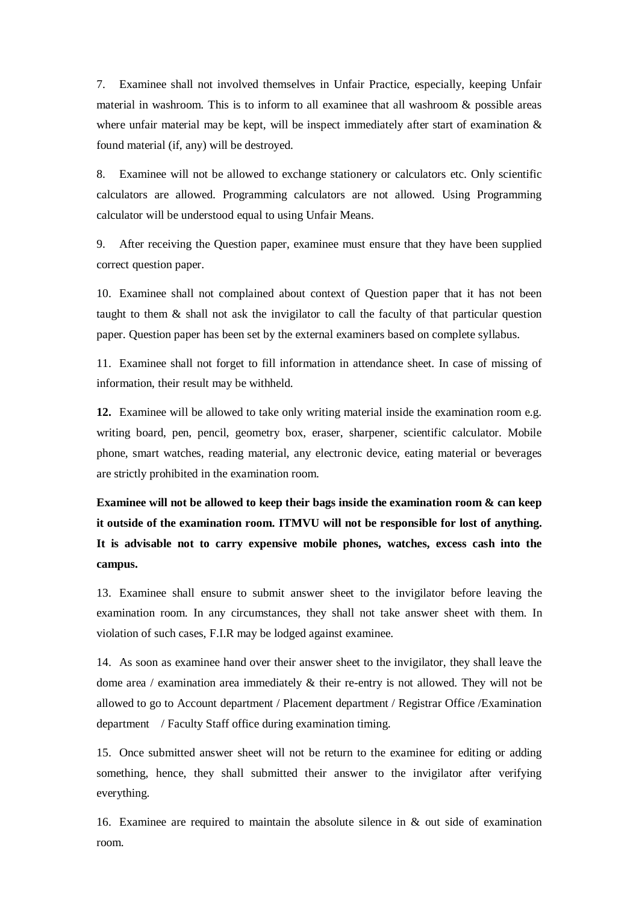7. Examinee shall not involved themselves in Unfair Practice, especially, keeping Unfair material in washroom. This is to inform to all examinee that all washroom & possible areas where unfair material may be kept, will be inspect immediately after start of examination & found material (if, any) will be destroyed.

8. Examinee will not be allowed to exchange stationery or calculators etc. Only scientific calculators are allowed. Programming calculators are not allowed. Using Programming calculator will be understood equal to using Unfair Means.

9. After receiving the Question paper, examinee must ensure that they have been supplied correct question paper.

10. Examinee shall not complained about context of Question paper that it has not been taught to them & shall not ask the invigilator to call the faculty of that particular question paper. Question paper has been set by the external examiners based on complete syllabus.

11. Examinee shall not forget to fill information in attendance sheet. In case of missing of information, their result may be withheld.

**12.** Examinee will be allowed to take only writing material inside the examination room e.g. writing board, pen, pencil, geometry box, eraser, sharpener, scientific calculator. Mobile phone, smart watches, reading material, any electronic device, eating material or beverages are strictly prohibited in the examination room.

**Examinee will not be allowed to keep their bags inside the examination room & can keep it outside of the examination room. ITMVU will not be responsible for lost of anything. It is advisable not to carry expensive mobile phones, watches, excess cash into the campus.**

13. Examinee shall ensure to submit answer sheet to the invigilator before leaving the examination room. In any circumstances, they shall not take answer sheet with them. In violation of such cases, F.I.R may be lodged against examinee.

14. As soon as examinee hand over their answer sheet to the invigilator, they shall leave the dome area / examination area immediately & their re-entry is not allowed. They will not be allowed to go to Account department / Placement department / Registrar Office /Examination department / Faculty Staff office during examination timing.

15. Once submitted answer sheet will not be return to the examinee for editing or adding something, hence, they shall submitted their answer to the invigilator after verifying everything.

16. Examinee are required to maintain the absolute silence in & out side of examination room.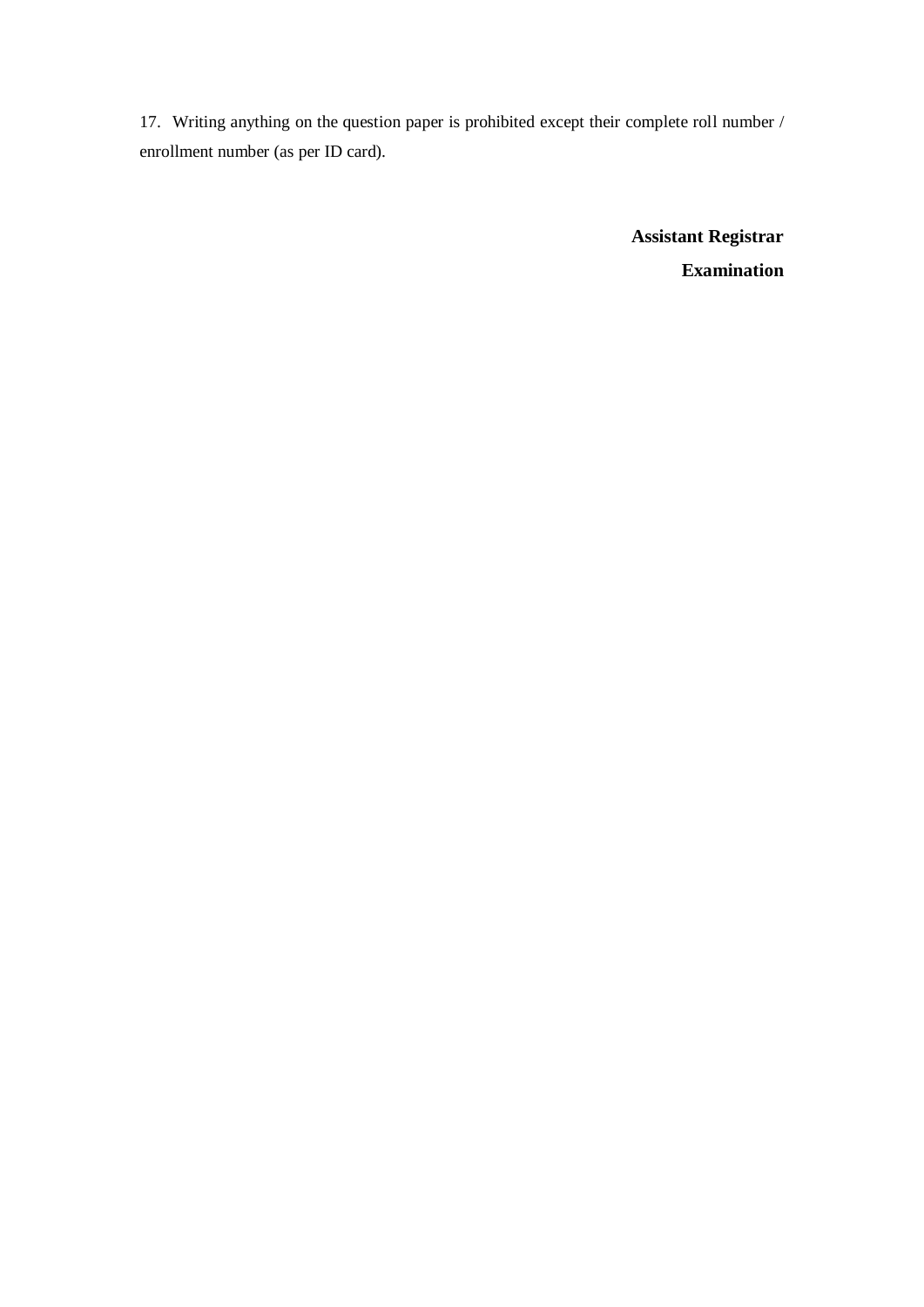17. Writing anything on the question paper is prohibited except their complete roll number / enrollment number (as per ID card).

**Assistant Registrar**

**Examination**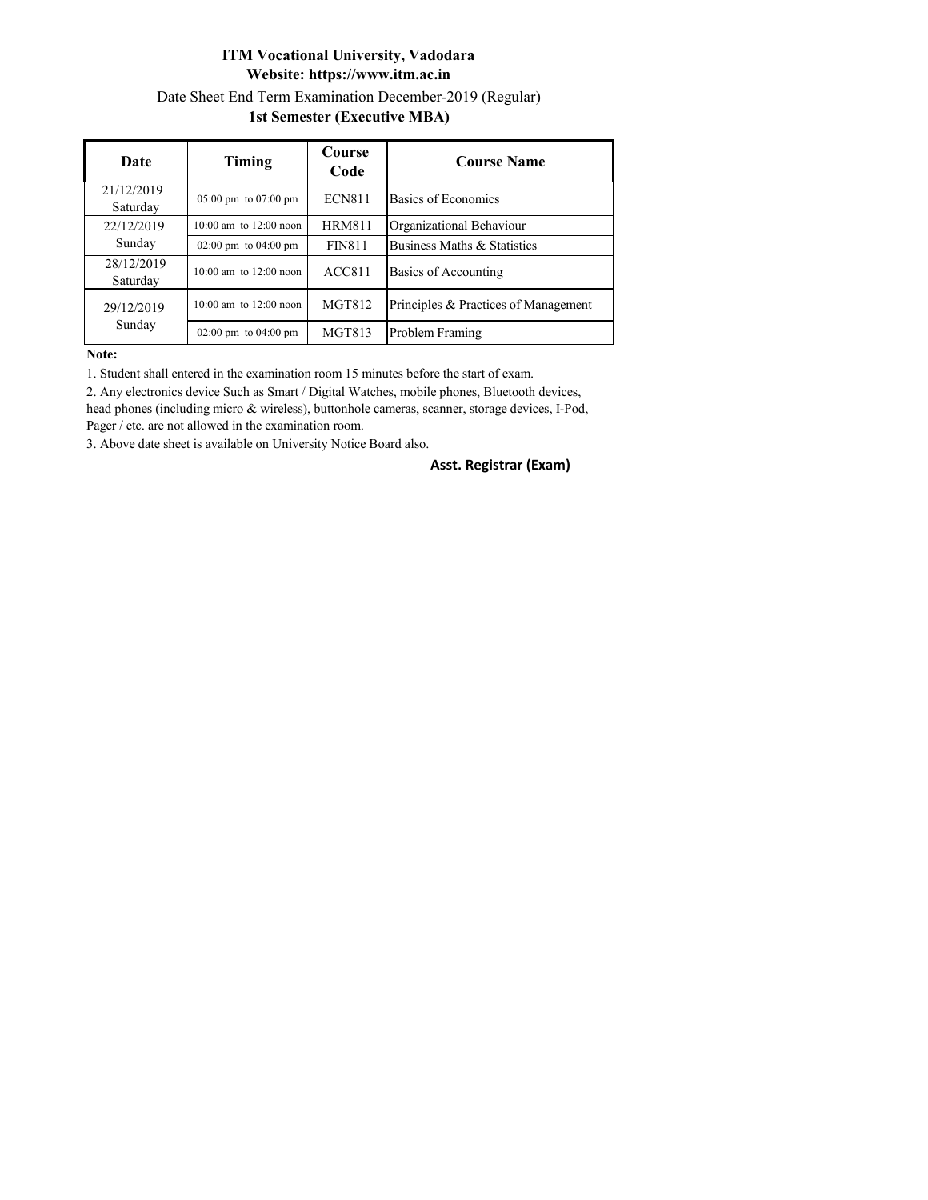**ITM Vocational University, Vadodara**

**Website: https://www.itm.ac.in**

Date Sheet End Term Examination December-2019 (Regular)

**1st Semester (Executive MBA)**

| Date | Timing | Course Code | Course Name |
|---|---|---|---|
| 21/12/2019 Saturday | 05:00 pm to 07:00 pm | ECN811 | Basics of Economics |
| 22/12/2019 Sunday | 10:00 am to 12:00 noon | HRM811 | Organizational Behaviour |
| | 02:00 pm to 04:00 pm | FIN811 | Business Maths & Statistics |
| 28/12/2019 Saturday | 10:00 am to 12:00 noon | ACC811 | Basics of Accounting |
| 29/12/2019 Sunday | 10:00 am to 12:00 noon | MGT812 | Principles & Practices of Management |
| | 02:00 pm to 04:00 pm | MGT813 | Problem Framing |

**Note:**

1. Student shall entered in the examination room 15 minutes before the start of exam.
2. Any electronics device Such as Smart / Digital Watches, mobile phones, Bluetooth devices, head phones (including micro & wireless), buttonhole cameras, scanner, storage devices, I-Pod, Pager / etc. are not allowed in the examination room.
3. Above date sheet is available on University Notice Board also.

**Asst. Registrar (Exam)**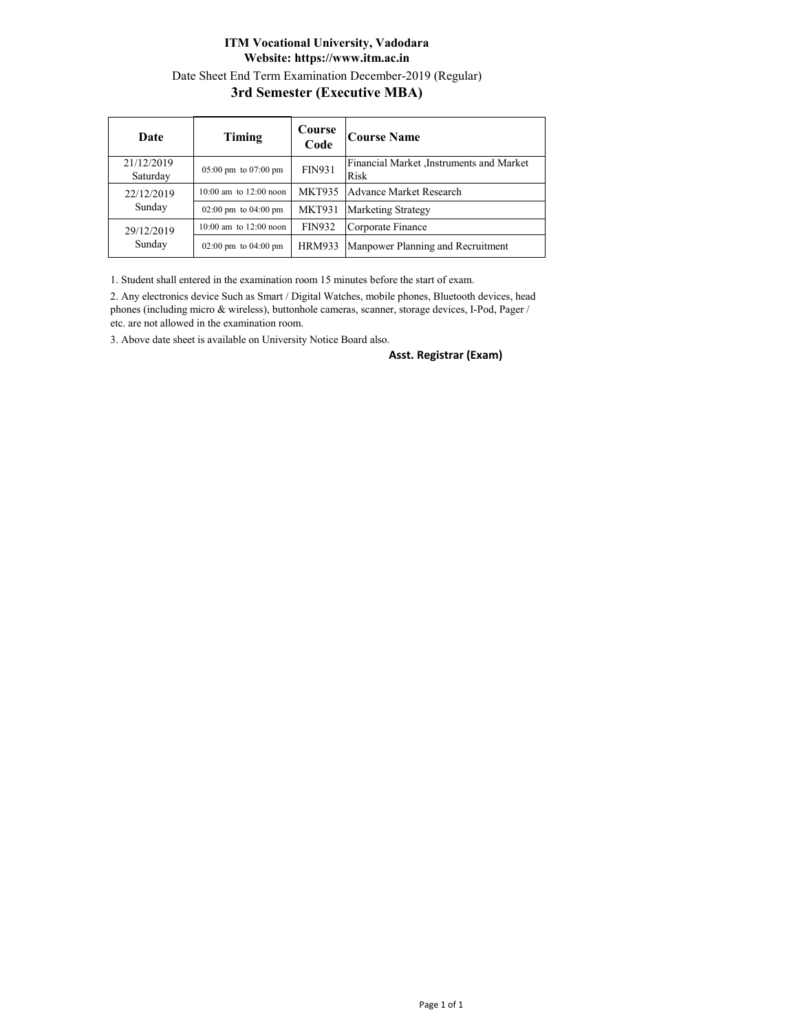**ITM Vocational University, Vadodara**
**Website: https://www.itm.ac.in**

Date Sheet End Term Examination December-2019 (Regular)

## 3rd Semester (Executive MBA)

| Date | Timing | Course Code | Course Name |
|---|---|---|---|
| 21/12/2019 Saturday | 05:00 pm to 07:00 pm | FIN931 | Financial Market ,Instruments and Market Risk |
| 22/12/2019 Sunday | 10:00 am to 12:00 noon | MKT935 | Advance Market Research |
| | 02:00 pm to 04:00 pm | MKT931 | Marketing Strategy |
| 29/12/2019 Sunday | 10:00 am to 12:00 noon | FIN932 | Corporate Finance |
| | 02:00 pm to 04:00 pm | HRM933 | Manpower Planning and Recruitment |

1. Student shall entered in the examination room 15 minutes before the start of exam.

2. Any electronics device Such as Smart / Digital Watches, mobile phones, Bluetooth devices, head phones (including micro & wireless), buttonhole cameras, scanner, storage devices, I-Pod, Pager / etc. are not allowed in the examination room.

3. Above date sheet is available on University Notice Board also.

**Asst. Registrar (Exam)**